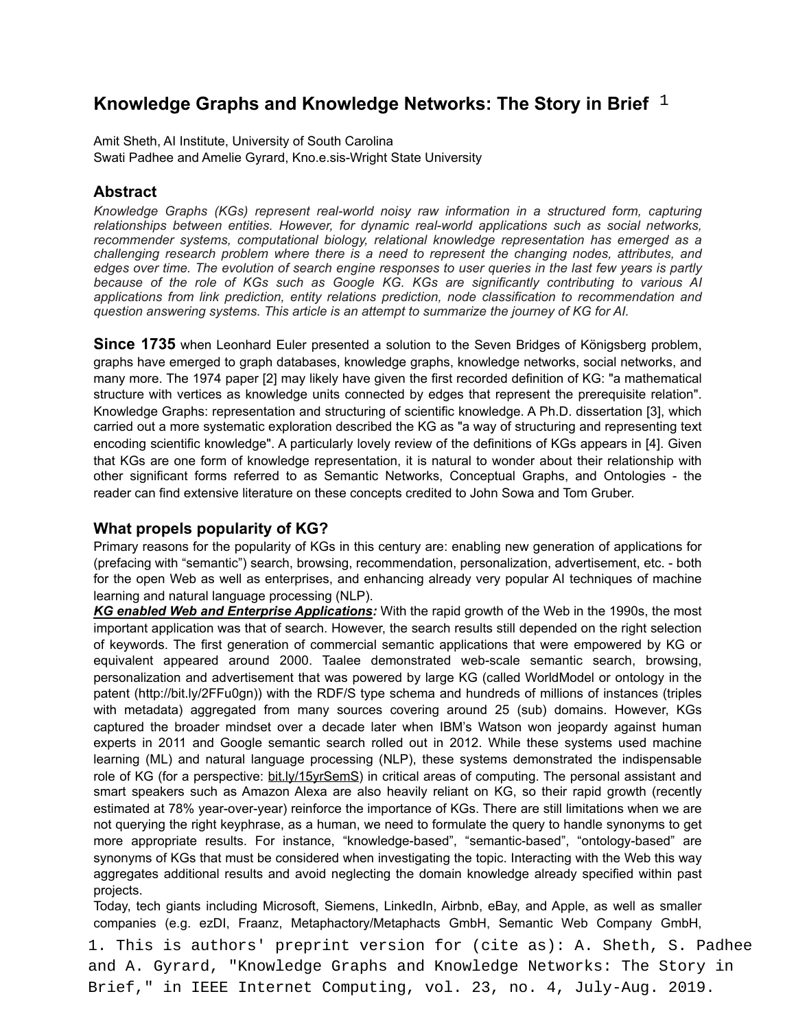# Knowledge Graphs and Knowledge Networks: The Story in Brief [1]

Amit Sheth, AI Institute, University of South Carolina
Swati Padhee and Amelie Gyrard, Kno.e.sis-Wright State University

## Abstract

*Knowledge Graphs (KGs) represent real-world noisy raw information in a structured form, capturing relationships between entities. However, for dynamic real-world applications such as social networks, recommender systems, computational biology, relational knowledge representation has emerged as a challenging research problem where there is a need to represent the changing nodes, attributes, and edges over time. The evolution of search engine responses to user queries in the last few years is partly because of the role of KGs such as Google KG. KGs are significantly contributing to various AI applications from link prediction, entity relations prediction, node classification to recommendation and question answering systems. This article is an attempt to summarize the journey of KG for AI.*

**Since 1735** when Leonhard Euler presented a solution to the Seven Bridges of Königsberg problem, graphs have emerged to graph databases, knowledge graphs, knowledge networks, social networks, and many more. The 1974 paper [2] may likely have given the first recorded definition of KG: "a mathematical structure with vertices as knowledge units connected by edges that represent the prerequisite relation". Knowledge Graphs: representation and structuring of scientific knowledge. A Ph.D. dissertation [3], which carried out a more systematic exploration described the KG as "a way of structuring and representing text encoding scientific knowledge". A particularly lovely review of the definitions of KGs appears in [4]. Given that KGs are one form of knowledge representation, it is natural to wonder about their relationship with other significant forms referred to as Semantic Networks, Conceptual Graphs, and Ontologies - the reader can find extensive literature on these concepts credited to John Sowa and Tom Gruber.

## What propels popularity of KG?

Primary reasons for the popularity of KGs in this century are: enabling new generation of applications for (prefacing with "semantic") search, browsing, recommendation, personalization, advertisement, etc. - both for the open Web as well as enterprises, and enhancing already very popular AI techniques of machine learning and natural language processing (NLP).

***KG enabled Web and Enterprise Applications:*** With the rapid growth of the Web in the 1990s, the most important application was that of search. However, the search results still depended on the right selection of keywords. The first generation of commercial semantic applications that were empowered by KG or equivalent appeared around 2000. Taalee demonstrated web-scale semantic search, browsing, personalization and advertisement that was powered by large KG (called WorldModel or ontology in the patent (http://bit.ly/2FFu0gn)) with the RDF/S type schema and hundreds of millions of instances (triples with metadata) aggregated from many sources covering around 25 (sub) domains. However, KGs captured the broader mindset over a decade later when IBM's Watson won jeopardy against human experts in 2011 and Google semantic search rolled out in 2012. While these systems used machine learning (ML) and natural language processing (NLP), these systems demonstrated the indispensable role of KG (for a perspective: bit.ly/15yrSemS) in critical areas of computing. The personal assistant and smart speakers such as Amazon Alexa are also heavily reliant on KG, so their rapid growth (recently estimated at 78% year-over-year) reinforce the importance of KGs. There are still limitations when we are not querying the right keyphrase, as a human, we need to formulate the query to handle synonyms to get more appropriate results. For instance, "knowledge-based", "semantic-based", "ontology-based" are synonyms of KGs that must be considered when investigating the topic. Interacting with the Web this way aggregates additional results and avoid neglecting the domain knowledge already specified within past projects.

Today, tech giants including Microsoft, Siemens, LinkedIn, Airbnb, eBay, and Apple, as well as smaller companies (e.g. ezDI, Fraanz, Metaphactory/Metaphacts GmbH, Semantic Web Company GmbH,

1. This is authors' preprint version for (cite as): A. Sheth, S. Padhee and A. Gyrard, "Knowledge Graphs and Knowledge Networks: The Story in Brief," in IEEE Internet Computing, vol. 23, no. 4, July-Aug. 2019.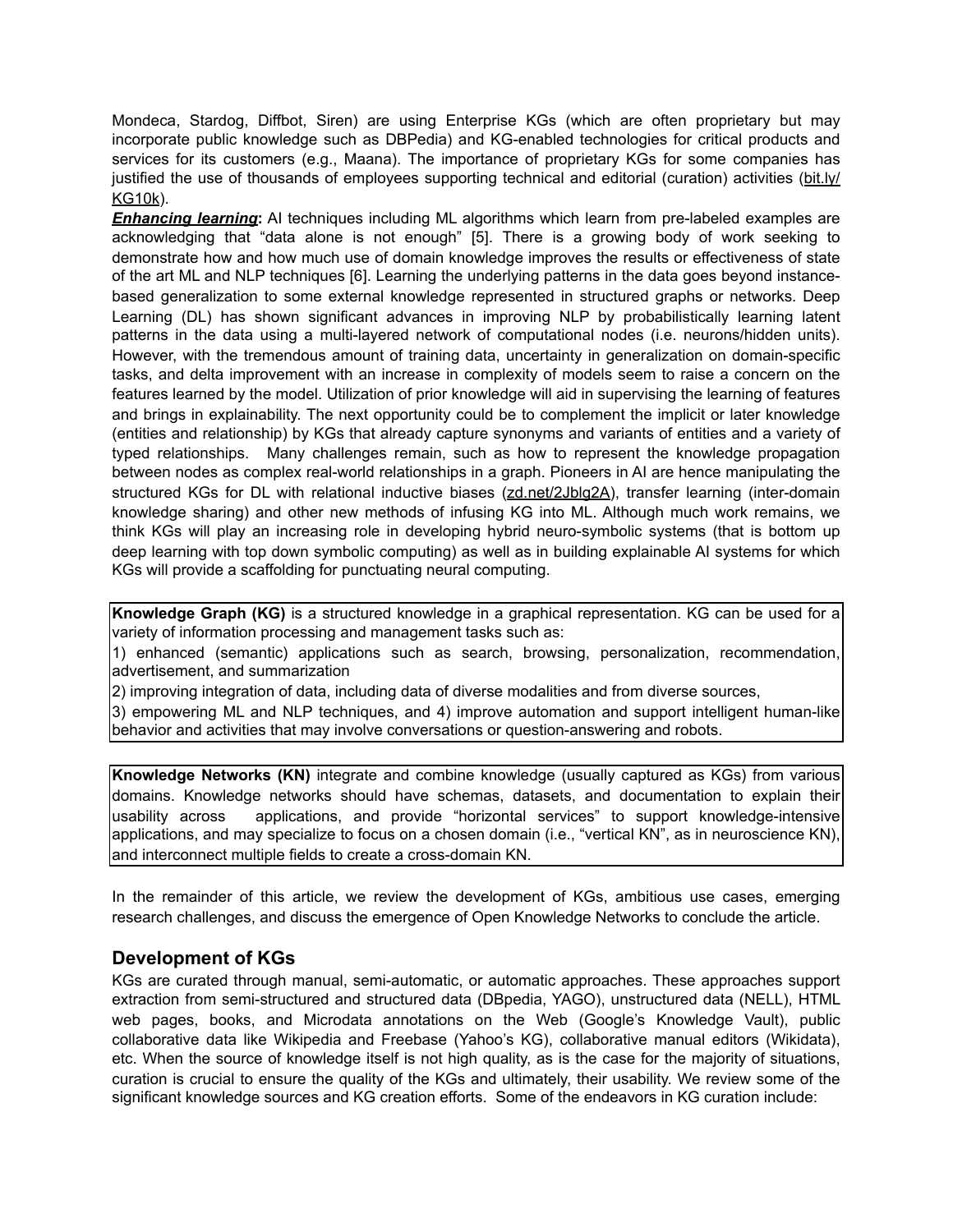Mondeca, Stardog, Diffbot, Siren) are using Enterprise KGs (which are often proprietary but may incorporate public knowledge such as DBPedia) and KG-enabled technologies for critical products and services for its customers (e.g., Maana). The importance of proprietary KGs for some companies has justified the use of thousands of employees supporting technical and editorial (curation) activities (bit.ly/KG10k).

***Enhancing learning*:** AI techniques including ML algorithms which learn from pre-labeled examples are acknowledging that "data alone is not enough" [5]. There is a growing body of work seeking to demonstrate how and how much use of domain knowledge improves the results or effectiveness of state of the art ML and NLP techniques [6]. Learning the underlying patterns in the data goes beyond instance-based generalization to some external knowledge represented in structured graphs or networks. Deep Learning (DL) has shown significant advances in improving NLP by probabilistically learning latent patterns in the data using a multi-layered network of computational nodes (i.e. neurons/hidden units). However, with the tremendous amount of training data, uncertainty in generalization on domain-specific tasks, and delta improvement with an increase in complexity of models seem to raise a concern on the features learned by the model. Utilization of prior knowledge will aid in supervising the learning of features and brings in explainability. The next opportunity could be to complement the implicit or later knowledge (entities and relationship) by KGs that already capture synonyms and variants of entities and a variety of typed relationships. Many challenges remain, such as how to represent the knowledge propagation between nodes as complex real-world relationships in a graph. Pioneers in AI are hence manipulating the structured KGs for DL with relational inductive biases (zd.net/2Jblg2A), transfer learning (inter-domain knowledge sharing) and other new methods of infusing KG into ML. Although much work remains, we think KGs will play an increasing role in developing hybrid neuro-symbolic systems (that is bottom up deep learning with top down symbolic computing) as well as in building explainable AI systems for which KGs will provide a scaffolding for punctuating neural computing.

> **Knowledge Graph (KG)** is a structured knowledge in a graphical representation. KG can be used for a variety of information processing and management tasks such as:
> 1) enhanced (semantic) applications such as search, browsing, personalization, recommendation, advertisement, and summarization
> 2) improving integration of data, including data of diverse modalities and from diverse sources,
> 3) empowering ML and NLP techniques, and 4) improve automation and support intelligent human-like behavior and activities that may involve conversations or question-answering and robots.

> **Knowledge Networks (KN)** integrate and combine knowledge (usually captured as KGs) from various domains. Knowledge networks should have schemas, datasets, and documentation to explain their usability across applications, and provide "horizontal services" to support knowledge-intensive applications, and may specialize to focus on a chosen domain (i.e., "vertical KN", as in neuroscience KN), and interconnect multiple fields to create a cross-domain KN.

In the remainder of this article, we review the development of KGs, ambitious use cases, emerging research challenges, and discuss the emergence of Open Knowledge Networks to conclude the article.

## Development of KGs

KGs are curated through manual, semi-automatic, or automatic approaches. These approaches support extraction from semi-structured and structured data (DBpedia, YAGO), unstructured data (NELL), HTML web pages, books, and Microdata annotations on the Web (Google's Knowledge Vault), public collaborative data like Wikipedia and Freebase (Yahoo's KG), collaborative manual editors (Wikidata), etc. When the source of knowledge itself is not high quality, as is the case for the majority of situations, curation is crucial to ensure the quality of the KGs and ultimately, their usability. We review some of the significant knowledge sources and KG creation efforts. Some of the endeavors in KG curation include: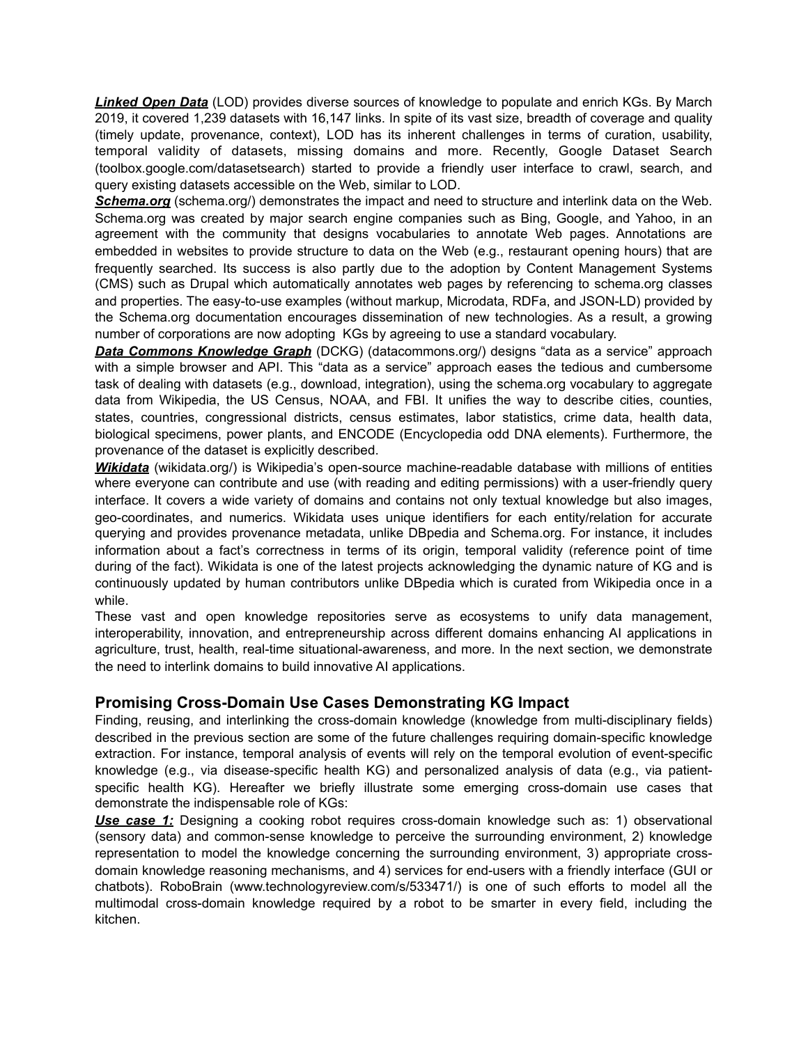***Linked Open Data*** (LOD) provides diverse sources of knowledge to populate and enrich KGs. By March 2019, it covered 1,239 datasets with 16,147 links. In spite of its vast size, breadth of coverage and quality (timely update, provenance, context), LOD has its inherent challenges in terms of curation, usability, temporal validity of datasets, missing domains and more. Recently, Google Dataset Search (toolbox.google.com/datasetsearch) started to provide a friendly user interface to crawl, search, and query existing datasets accessible on the Web, similar to LOD.

***Schema.org*** (schema.org/) demonstrates the impact and need to structure and interlink data on the Web. Schema.org was created by major search engine companies such as Bing, Google, and Yahoo, in an agreement with the community that designs vocabularies to annotate Web pages. Annotations are embedded in websites to provide structure to data on the Web (e.g., restaurant opening hours) that are frequently searched. Its success is also partly due to the adoption by Content Management Systems (CMS) such as Drupal which automatically annotates web pages by referencing to schema.org classes and properties. The easy-to-use examples (without markup, Microdata, RDFa, and JSON-LD) provided by the Schema.org documentation encourages dissemination of new technologies. As a result, a growing number of corporations are now adopting KGs by agreeing to use a standard vocabulary.

***Data Commons Knowledge Graph*** (DCKG) (datacommons.org/) designs "data as a service" approach with a simple browser and API. This "data as a service" approach eases the tedious and cumbersome task of dealing with datasets (e.g., download, integration), using the schema.org vocabulary to aggregate data from Wikipedia, the US Census, NOAA, and FBI. It unifies the way to describe cities, counties, states, countries, congressional districts, census estimates, labor statistics, crime data, health data, biological specimens, power plants, and ENCODE (Encyclopedia odd DNA elements). Furthermore, the provenance of the dataset is explicitly described.

***Wikidata*** (wikidata.org/) is Wikipedia's open-source machine-readable database with millions of entities where everyone can contribute and use (with reading and editing permissions) with a user-friendly query interface. It covers a wide variety of domains and contains not only textual knowledge but also images, geo-coordinates, and numerics. Wikidata uses unique identifiers for each entity/relation for accurate querying and provides provenance metadata, unlike DBpedia and Schema.org. For instance, it includes information about a fact's correctness in terms of its origin, temporal validity (reference point of time during of the fact). Wikidata is one of the latest projects acknowledging the dynamic nature of KG and is continuously updated by human contributors unlike DBpedia which is curated from Wikipedia once in a while.

These vast and open knowledge repositories serve as ecosystems to unify data management, interoperability, innovation, and entrepreneurship across different domains enhancing AI applications in agriculture, trust, health, real-time situational-awareness, and more. In the next section, we demonstrate the need to interlink domains to build innovative AI applications.

## Promising Cross-Domain Use Cases Demonstrating KG Impact

Finding, reusing, and interlinking the cross-domain knowledge (knowledge from multi-disciplinary fields) described in the previous section are some of the future challenges requiring domain-specific knowledge extraction. For instance, temporal analysis of events will rely on the temporal evolution of event-specific knowledge (e.g., via disease-specific health KG) and personalized analysis of data (e.g., via patient-specific health KG). Hereafter we briefly illustrate some emerging cross-domain use cases that demonstrate the indispensable role of KGs:

***Use case 1:*** Designing a cooking robot requires cross-domain knowledge such as: 1) observational (sensory data) and common-sense knowledge to perceive the surrounding environment, 2) knowledge representation to model the knowledge concerning the surrounding environment, 3) appropriate cross-domain knowledge reasoning mechanisms, and 4) services for end-users with a friendly interface (GUI or chatbots). RoboBrain (www.technologyreview.com/s/533471/) is one of such efforts to model all the multimodal cross-domain knowledge required by a robot to be smarter in every field, including the kitchen.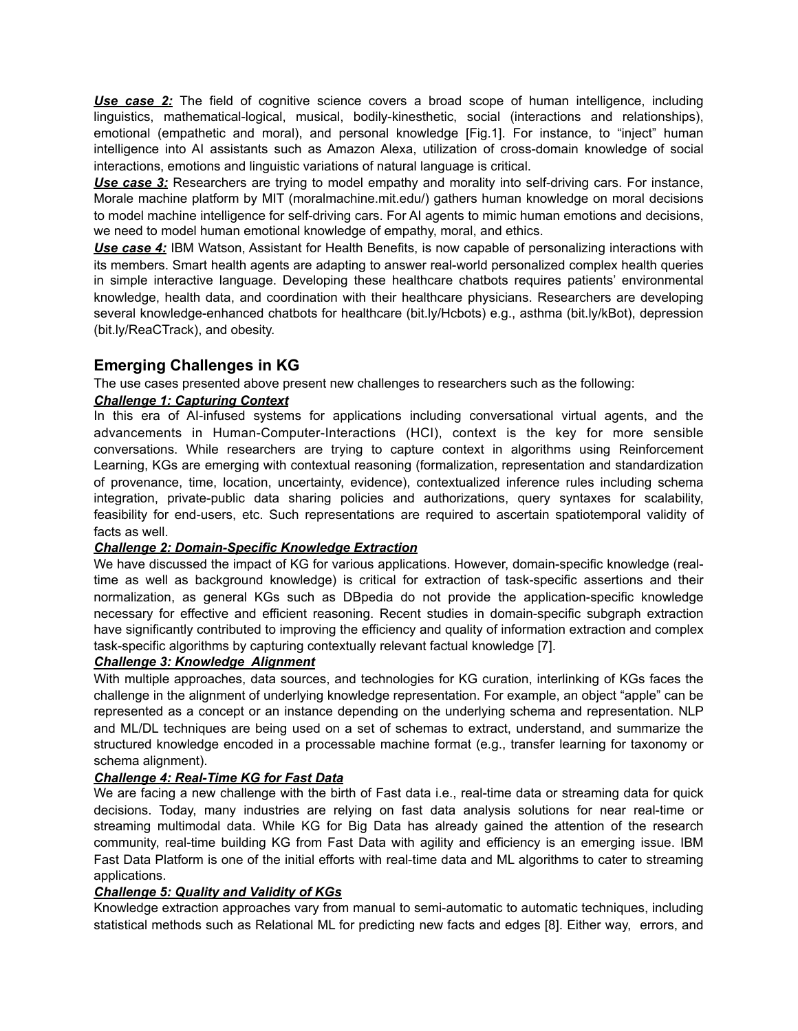***Use case 2:*** The field of cognitive science covers a broad scope of human intelligence, including linguistics, mathematical-logical, musical, bodily-kinesthetic, social (interactions and relationships), emotional (empathetic and moral), and personal knowledge [Fig.1]. For instance, to "inject" human intelligence into AI assistants such as Amazon Alexa, utilization of cross-domain knowledge of social interactions, emotions and linguistic variations of natural language is critical.

***Use case 3:*** Researchers are trying to model empathy and morality into self-driving cars. For instance, Morale machine platform by MIT (moralmachine.mit.edu/) gathers human knowledge on moral decisions to model machine intelligence for self-driving cars. For AI agents to mimic human emotions and decisions, we need to model human emotional knowledge of empathy, moral, and ethics.

***Use case 4:*** IBM Watson, Assistant for Health Benefits, is now capable of personalizing interactions with its members. Smart health agents are adapting to answer real-world personalized complex health queries in simple interactive language. Developing these healthcare chatbots requires patients' environmental knowledge, health data, and coordination with their healthcare physicians. Researchers are developing several knowledge-enhanced chatbots for healthcare (bit.ly/Hcbots) e.g., asthma (bit.ly/kBot), depression (bit.ly/ReaCTrack), and obesity.

## Emerging Challenges in KG

The use cases presented above present new challenges to researchers such as the following:

***Challenge 1: Capturing Context***

In this era of AI-infused systems for applications including conversational virtual agents, and the advancements in Human-Computer-Interactions (HCI), context is the key for more sensible conversations. While researchers are trying to capture context in algorithms using Reinforcement Learning, KGs are emerging with contextual reasoning (formalization, representation and standardization of provenance, time, location, uncertainty, evidence), contextualized inference rules including schema integration, private-public data sharing policies and authorizations, query syntaxes for scalability, feasibility for end-users, etc. Such representations are required to ascertain spatiotemporal validity of facts as well.

***Challenge 2: Domain-Specific Knowledge Extraction***

We have discussed the impact of KG for various applications. However, domain-specific knowledge (real-time as well as background knowledge) is critical for extraction of task-specific assertions and their normalization, as general KGs such as DBpedia do not provide the application-specific knowledge necessary for effective and efficient reasoning. Recent studies in domain-specific subgraph extraction have significantly contributed to improving the efficiency and quality of information extraction and complex task-specific algorithms by capturing contextually relevant factual knowledge [7].

***Challenge 3: Knowledge Alignment***

With multiple approaches, data sources, and technologies for KG curation, interlinking of KGs faces the challenge in the alignment of underlying knowledge representation. For example, an object "apple" can be represented as a concept or an instance depending on the underlying schema and representation. NLP and ML/DL techniques are being used on a set of schemas to extract, understand, and summarize the structured knowledge encoded in a processable machine format (e.g., transfer learning for taxonomy or schema alignment).

***Challenge 4: Real-Time KG for Fast Data***

We are facing a new challenge with the birth of Fast data i.e., real-time data or streaming data for quick decisions. Today, many industries are relying on fast data analysis solutions for near real-time or streaming multimodal data. While KG for Big Data has already gained the attention of the research community, real-time building KG from Fast Data with agility and efficiency is an emerging issue. IBM Fast Data Platform is one of the initial efforts with real-time data and ML algorithms to cater to streaming applications.

***Challenge 5: Quality and Validity of KGs***

Knowledge extraction approaches vary from manual to semi-automatic to automatic techniques, including statistical methods such as Relational ML for predicting new facts and edges [8]. Either way, errors, and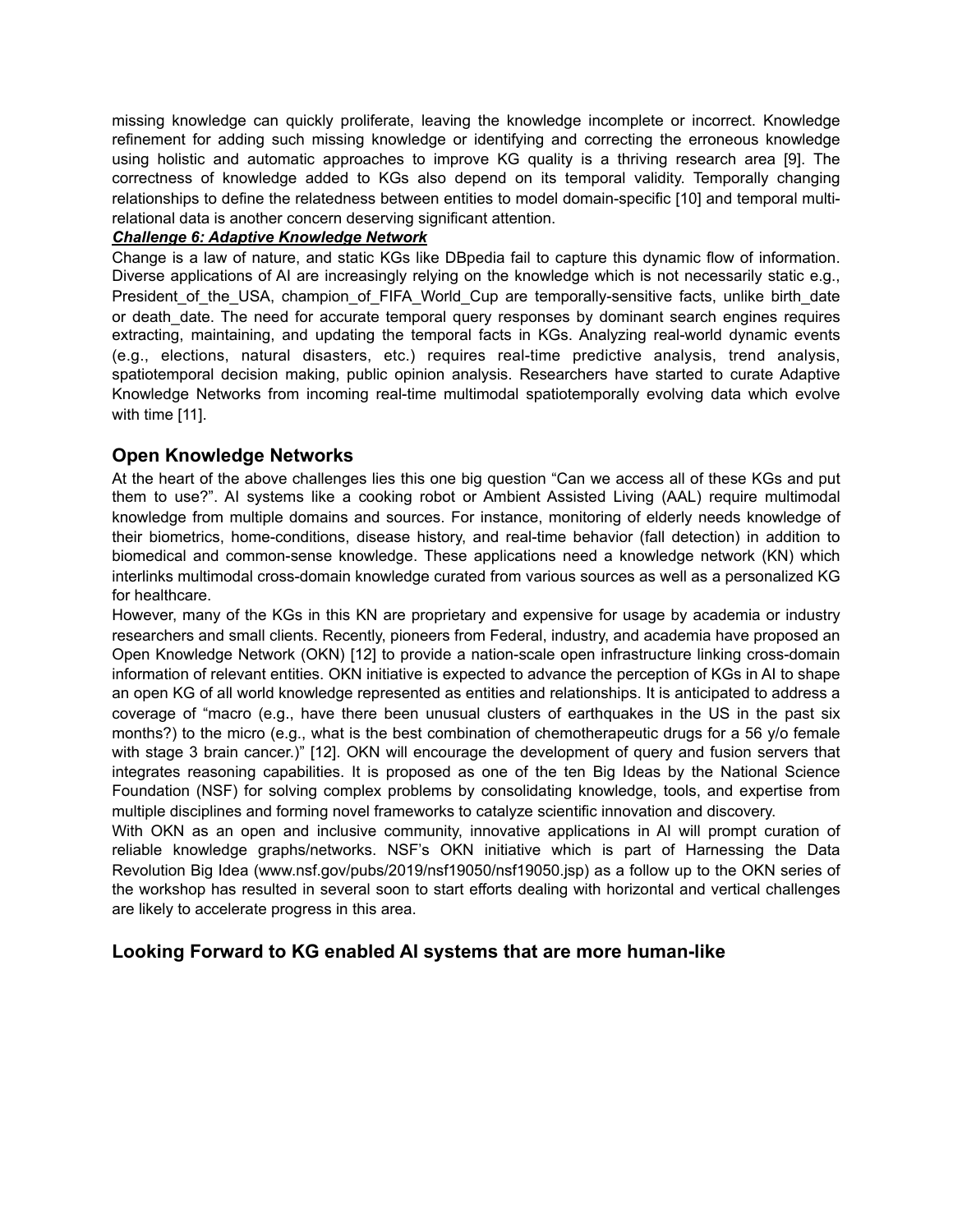missing knowledge can quickly proliferate, leaving the knowledge incomplete or incorrect. Knowledge refinement for adding such missing knowledge or identifying and correcting the erroneous knowledge using holistic and automatic approaches to improve KG quality is a thriving research area [9]. The correctness of knowledge added to KGs also depend on its temporal validity. Temporally changing relationships to define the relatedness between entities to model domain-specific [10] and temporal multi-relational data is another concern deserving significant attention.

***Challenge 6: Adaptive Knowledge Network***

Change is a law of nature, and static KGs like DBpedia fail to capture this dynamic flow of information. Diverse applications of AI are increasingly relying on the knowledge which is not necessarily static e.g., President_of_the_USA, champion_of_FIFA_World_Cup are temporally-sensitive facts, unlike birth_date or death_date. The need for accurate temporal query responses by dominant search engines requires extracting, maintaining, and updating the temporal facts in KGs. Analyzing real-world dynamic events (e.g., elections, natural disasters, etc.) requires real-time predictive analysis, trend analysis, spatiotemporal decision making, public opinion analysis. Researchers have started to curate Adaptive Knowledge Networks from incoming real-time multimodal spatiotemporally evolving data which evolve with time [11].

## Open Knowledge Networks

At the heart of the above challenges lies this one big question "Can we access all of these KGs and put them to use?". AI systems like a cooking robot or Ambient Assisted Living (AAL) require multimodal knowledge from multiple domains and sources. For instance, monitoring of elderly needs knowledge of their biometrics, home-conditions, disease history, and real-time behavior (fall detection) in addition to biomedical and common-sense knowledge. These applications need a knowledge network (KN) which interlinks multimodal cross-domain knowledge curated from various sources as well as a personalized KG for healthcare.

However, many of the KGs in this KN are proprietary and expensive for usage by academia or industry researchers and small clients. Recently, pioneers from Federal, industry, and academia have proposed an Open Knowledge Network (OKN) [12] to provide a nation-scale open infrastructure linking cross-domain information of relevant entities. OKN initiative is expected to advance the perception of KGs in AI to shape an open KG of all world knowledge represented as entities and relationships. It is anticipated to address a coverage of "macro (e.g., have there been unusual clusters of earthquakes in the US in the past six months?) to the micro (e.g., what is the best combination of chemotherapeutic drugs for a 56 y/o female with stage 3 brain cancer.)" [12]. OKN will encourage the development of query and fusion servers that integrates reasoning capabilities. It is proposed as one of the ten Big Ideas by the National Science Foundation (NSF) for solving complex problems by consolidating knowledge, tools, and expertise from multiple disciplines and forming novel frameworks to catalyze scientific innovation and discovery.

With OKN as an open and inclusive community, innovative applications in AI will prompt curation of reliable knowledge graphs/networks. NSF's OKN initiative which is part of Harnessing the Data Revolution Big Idea (www.nsf.gov/pubs/2019/nsf19050/nsf19050.jsp) as a follow up to the OKN series of the workshop has resulted in several soon to start efforts dealing with horizontal and vertical challenges are likely to accelerate progress in this area.

## Looking Forward to KG enabled AI systems that are more human-like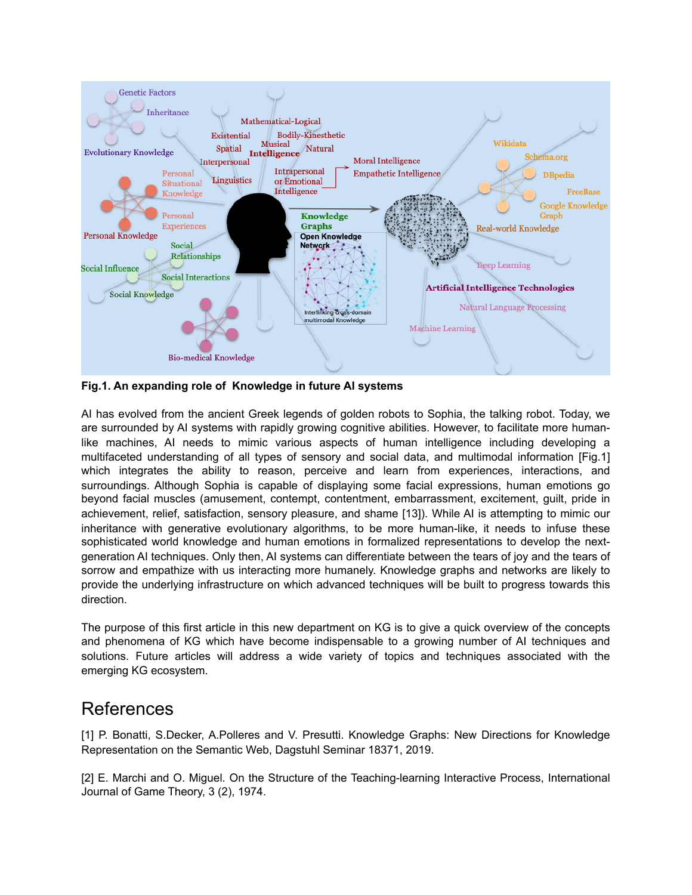Fig.1. An expanding role of Knowledge in future AI systems

AI has evolved from the ancient Greek legends of golden robots to Sophia, the talking robot. Today, we are surrounded by AI systems with rapidly growing cognitive abilities. However, to facilitate more human-like machines, AI needs to mimic various aspects of human intelligence including developing a multifaceted understanding of all types of sensory and social data, and multimodal information [Fig.1] which integrates the ability to reason, perceive and learn from experiences, interactions, and surroundings. Although Sophia is capable of displaying some facial expressions, human emotions go beyond facial muscles (amusement, contempt, contentment, embarrassment, excitement, guilt, pride in achievement, relief, satisfaction, sensory pleasure, and shame [13]). While AI is attempting to mimic our inheritance with generative evolutionary algorithms, to be more human-like, it needs to infuse these sophisticated world knowledge and human emotions in formalized representations to develop the next-generation AI techniques. Only then, AI systems can differentiate between the tears of joy and the tears of sorrow and empathize with us interacting more humanely. Knowledge graphs and networks are likely to provide the underlying infrastructure on which advanced techniques will be built to progress towards this direction.

The purpose of this first article in this new department on KG is to give a quick overview of the concepts and phenomena of KG which have become indispensable to a growing number of AI techniques and solutions. Future articles will address a wide variety of topics and techniques associated with the emerging KG ecosystem.

# References

[1] P. Bonatti, S.Decker, A.Polleres and V. Presutti. Knowledge Graphs: New Directions for Knowledge Representation on the Semantic Web, Dagstuhl Seminar 18371, 2019.

[2] E. Marchi and O. Miguel. On the Structure of the Teaching-learning Interactive Process, International Journal of Game Theory, 3 (2), 1974.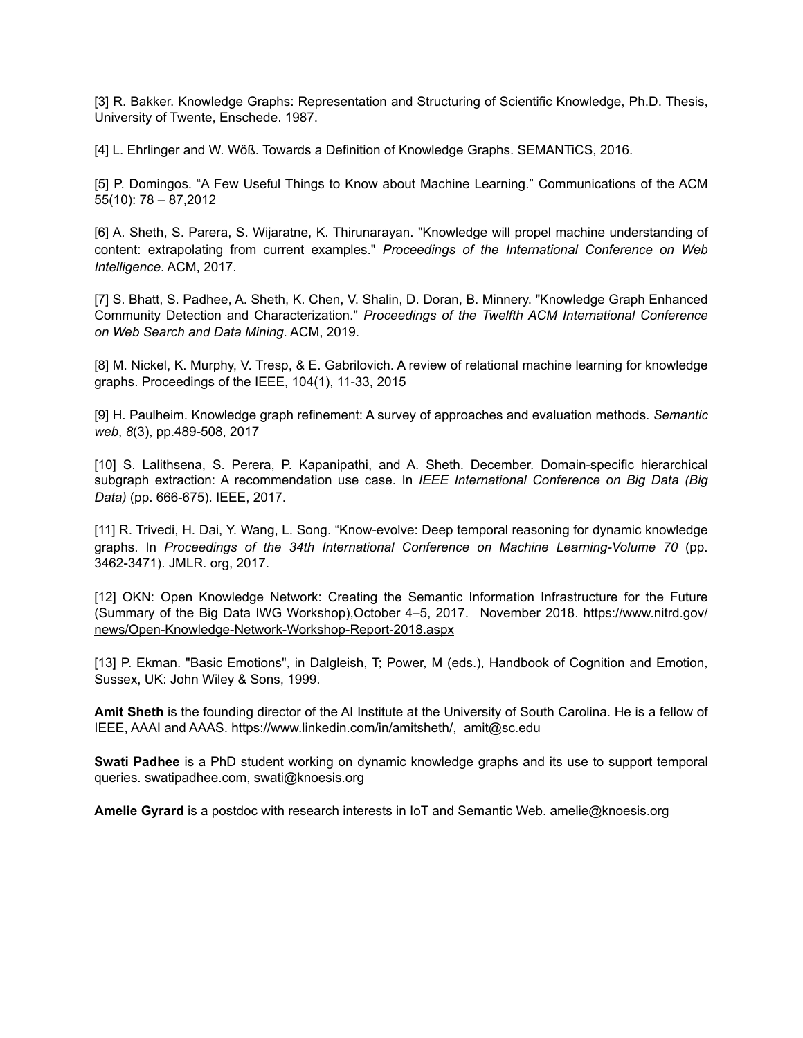[3] R. Bakker. Knowledge Graphs: Representation and Structuring of Scientific Knowledge, Ph.D. Thesis, University of Twente, Enschede. 1987.

[4] L. Ehrlinger and W. Wöß. Towards a Definition of Knowledge Graphs. SEMANTiCS, 2016.

[5] P. Domingos. "A Few Useful Things to Know about Machine Learning." Communications of the ACM 55(10): 78 – 87,2012

[6] A. Sheth, S. Parera, S. Wijaratne, K. Thirunarayan. "Knowledge will propel machine understanding of content: extrapolating from current examples." *Proceedings of the International Conference on Web Intelligence*. ACM, 2017.

[7] S. Bhatt, S. Padhee, A. Sheth, K. Chen, V. Shalin, D. Doran, B. Minnery. "Knowledge Graph Enhanced Community Detection and Characterization." *Proceedings of the Twelfth ACM International Conference on Web Search and Data Mining*. ACM, 2019.

[8] M. Nickel, K. Murphy, V. Tresp, & E. Gabrilovich. A review of relational machine learning for knowledge graphs. Proceedings of the IEEE, 104(1), 11-33, 2015

[9] H. Paulheim. Knowledge graph refinement: A survey of approaches and evaluation methods. *Semantic web*, *8*(3), pp.489-508, 2017

[10] S. Lalithsena, S. Perera, P. Kapanipathi, and A. Sheth. December. Domain-specific hierarchical subgraph extraction: A recommendation use case. In *IEEE International Conference on Big Data (Big Data)* (pp. 666-675). IEEE, 2017.

[11] R. Trivedi, H. Dai, Y. Wang, L. Song. "Know-evolve: Deep temporal reasoning for dynamic knowledge graphs. In *Proceedings of the 34th International Conference on Machine Learning-Volume 70* (pp. 3462-3471). JMLR. org, 2017.

[12] OKN: Open Knowledge Network: Creating the Semantic Information Infrastructure for the Future (Summary of the Big Data IWG Workshop),October 4–5, 2017. November 2018. https://www.nitrd.gov/news/Open-Knowledge-Network-Workshop-Report-2018.aspx

[13] P. Ekman. "Basic Emotions", in Dalgleish, T; Power, M (eds.), Handbook of Cognition and Emotion, Sussex, UK: John Wiley & Sons, 1999.

**Amit Sheth** is the founding director of the AI Institute at the University of South Carolina. He is a fellow of IEEE, AAAI and AAAS. https://www.linkedin.com/in/amitsheth/, amit@sc.edu

**Swati Padhee** is a PhD student working on dynamic knowledge graphs and its use to support temporal queries. swatipadhee.com, swati@knoesis.org

**Amelie Gyrard** is a postdoc with research interests in IoT and Semantic Web. amelie@knoesis.org